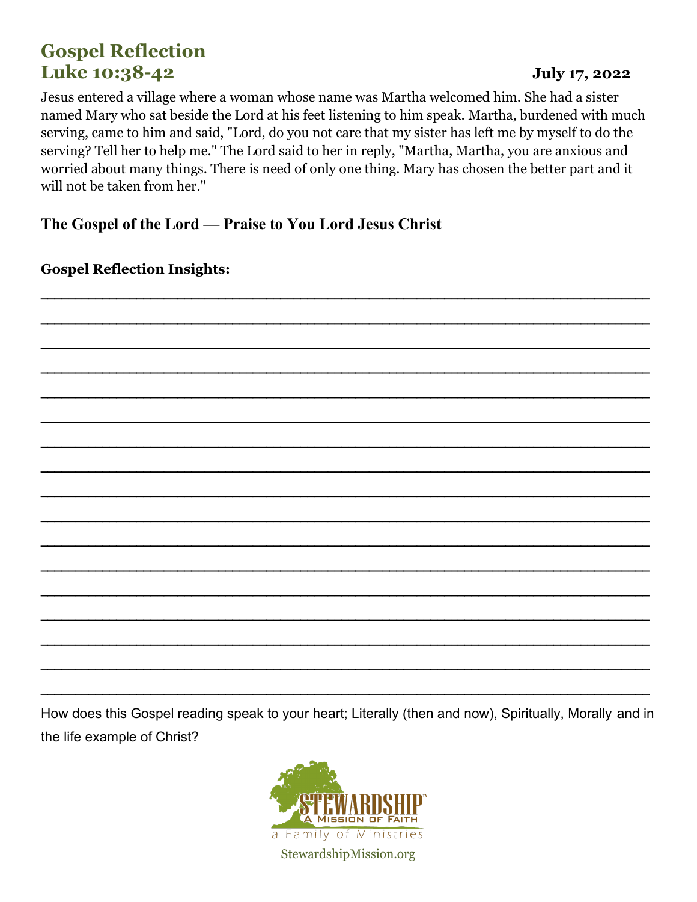# Gospel Reflection
# Luke 10:38-42

**July 17, 2022**

Jesus entered a village where a woman whose name was Martha welcomed him. She had a sister named Mary who sat beside the Lord at his feet listening to him speak. Martha, burdened with much serving, came to him and said, "Lord, do you not care that my sister has left me by myself to do the serving? Tell her to help me." The Lord said to her in reply, "Martha, Martha, you are anxious and worried about many things. There is need of only one thing. Mary has chosen the better part and it will not be taken from her."

**The Gospel of the Lord — Praise to You Lord Jesus Christ**

**Gospel Reflection Insights:**

_______________________________________________________________________________

_______________________________________________________________________________

_______________________________________________________________________________

_______________________________________________________________________________

_______________________________________________________________________________

_______________________________________________________________________________

_______________________________________________________________________________

_______________________________________________________________________________

_______________________________________________________________________________

_______________________________________________________________________________

_______________________________________________________________________________

_______________________________________________________________________________

_______________________________________________________________________________

_______________________________________________________________________________

_______________________________________________________________________________

_______________________________________________________________________________

_______________________________________________________________________________

How does this Gospel reading speak to your heart; Literally (then and now), Spiritually, Morally and in the life example of Christ?

STEWARDSHIP™
A Mission of Faith
a Family of Ministries
StewardshipMission.org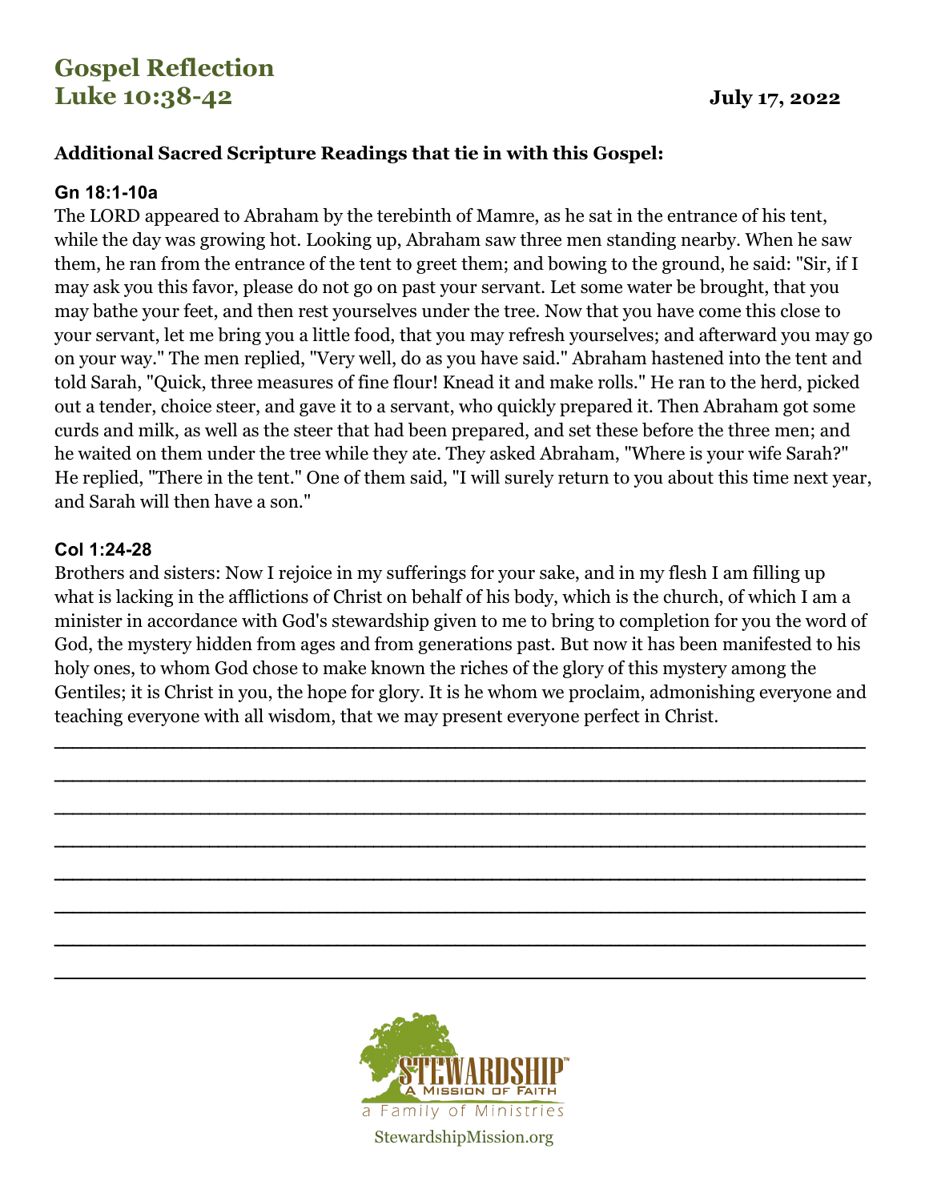# Gospel Reflection
# Luke 10:38-42

**July 17, 2022**

**Additional Sacred Scripture Readings that tie in with this Gospel:**

**Gn 18:1-10a**

The LORD appeared to Abraham by the terebinth of Mamre, as he sat in the entrance of his tent, while the day was growing hot. Looking up, Abraham saw three men standing nearby. When he saw them, he ran from the entrance of the tent to greet them; and bowing to the ground, he said: "Sir, if I may ask you this favor, please do not go on past your servant. Let some water be brought, that you may bathe your feet, and then rest yourselves under the tree. Now that you have come this close to your servant, let me bring you a little food, that you may refresh yourselves; and afterward you may go on your way." The men replied, "Very well, do as you have said." Abraham hastened into the tent and told Sarah, "Quick, three measures of fine flour! Knead it and make rolls." He ran to the herd, picked out a tender, choice steer, and gave it to a servant, who quickly prepared it. Then Abraham got some curds and milk, as well as the steer that had been prepared, and set these before the three men; and he waited on them under the tree while they ate. They asked Abraham, "Where is your wife Sarah?" He replied, "There in the tent." One of them said, "I will surely return to you about this time next year, and Sarah will then have a son."

**Col 1:24-28**

Brothers and sisters: Now I rejoice in my sufferings for your sake, and in my flesh I am filling up what is lacking in the afflictions of Christ on behalf of his body, which is the church, of which I am a minister in accordance with God's stewardship given to me to bring to completion for you the word of God, the mystery hidden from ages and from generations past. But now it has been manifested to his holy ones, to whom God chose to make known the riches of the glory of this mystery among the Gentiles; it is Christ in you, the hope for glory. It is he whom we proclaim, admonishing everyone and teaching everyone with all wisdom, that we may present everyone perfect in Christ.

\_\_\_\_\_\_\_\_\_\_\_\_\_\_\_\_\_\_\_\_\_\_\_\_\_\_\_\_\_\_\_\_\_\_\_\_\_\_\_\_\_\_\_\_\_\_\_\_\_\_\_\_\_\_\_\_\_\_\_\_\_\_\_\_\_\_

\_\_\_\_\_\_\_\_\_\_\_\_\_\_\_\_\_\_\_\_\_\_\_\_\_\_\_\_\_\_\_\_\_\_\_\_\_\_\_\_\_\_\_\_\_\_\_\_\_\_\_\_\_\_\_\_\_\_\_\_\_\_\_\_\_\_

\_\_\_\_\_\_\_\_\_\_\_\_\_\_\_\_\_\_\_\_\_\_\_\_\_\_\_\_\_\_\_\_\_\_\_\_\_\_\_\_\_\_\_\_\_\_\_\_\_\_\_\_\_\_\_\_\_\_\_\_\_\_\_\_\_\_

\_\_\_\_\_\_\_\_\_\_\_\_\_\_\_\_\_\_\_\_\_\_\_\_\_\_\_\_\_\_\_\_\_\_\_\_\_\_\_\_\_\_\_\_\_\_\_\_\_\_\_\_\_\_\_\_\_\_\_\_\_\_\_\_\_\_

\_\_\_\_\_\_\_\_\_\_\_\_\_\_\_\_\_\_\_\_\_\_\_\_\_\_\_\_\_\_\_\_\_\_\_\_\_\_\_\_\_\_\_\_\_\_\_\_\_\_\_\_\_\_\_\_\_\_\_\_\_\_\_\_\_\_

\_\_\_\_\_\_\_\_\_\_\_\_\_\_\_\_\_\_\_\_\_\_\_\_\_\_\_\_\_\_\_\_\_\_\_\_\_\_\_\_\_\_\_\_\_\_\_\_\_\_\_\_\_\_\_\_\_\_\_\_\_\_\_\_\_\_

\_\_\_\_\_\_\_\_\_\_\_\_\_\_\_\_\_\_\_\_\_\_\_\_\_\_\_\_\_\_\_\_\_\_\_\_\_\_\_\_\_\_\_\_\_\_\_\_\_\_\_\_\_\_\_\_\_\_\_\_\_\_\_\_\_\_

\_\_\_\_\_\_\_\_\_\_\_\_\_\_\_\_\_\_\_\_\_\_\_\_\_\_\_\_\_\_\_\_\_\_\_\_\_\_\_\_\_\_\_\_\_\_\_\_\_\_\_\_\_\_\_\_\_\_\_\_\_\_\_\_\_\_

STEWARDSHIP™
A Mission of Faith
a Family of Ministries

StewardshipMission.org